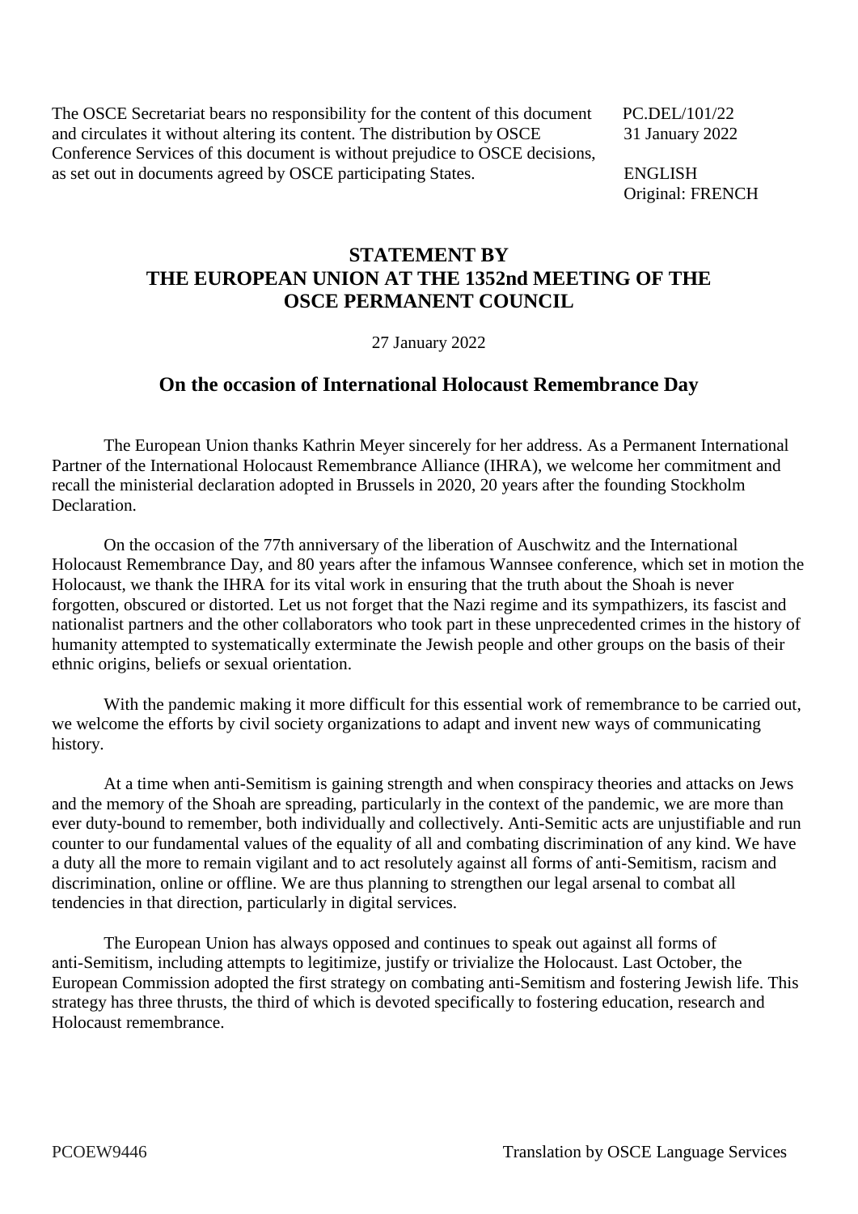The OSCE Secretariat bears no responsibility for the content of this document and circulates it without altering its content. The distribution by OSCE Conference Services of this document is without prejudice to OSCE decisions, as set out in documents agreed by OSCE participating States.

PC.DEL/101/22
31 January 2022

ENGLISH
Original: FRENCH

## STATEMENT BY THE EUROPEAN UNION AT THE 1352nd MEETING OF THE OSCE PERMANENT COUNCIL

27 January 2022

## On the occasion of International Holocaust Remembrance Day

The European Union thanks Kathrin Meyer sincerely for her address. As a Permanent International Partner of the International Holocaust Remembrance Alliance (IHRA), we welcome her commitment and recall the ministerial declaration adopted in Brussels in 2020, 20 years after the founding Stockholm Declaration.

On the occasion of the 77th anniversary of the liberation of Auschwitz and the International Holocaust Remembrance Day, and 80 years after the infamous Wannsee conference, which set in motion the Holocaust, we thank the IHRA for its vital work in ensuring that the truth about the Shoah is never forgotten, obscured or distorted. Let us not forget that the Nazi regime and its sympathizers, its fascist and nationalist partners and the other collaborators who took part in these unprecedented crimes in the history of humanity attempted to systematically exterminate the Jewish people and other groups on the basis of their ethnic origins, beliefs or sexual orientation.

With the pandemic making it more difficult for this essential work of remembrance to be carried out, we welcome the efforts by civil society organizations to adapt and invent new ways of communicating history.

At a time when anti-Semitism is gaining strength and when conspiracy theories and attacks on Jews and the memory of the Shoah are spreading, particularly in the context of the pandemic, we are more than ever duty-bound to remember, both individually and collectively. Anti-Semitic acts are unjustifiable and run counter to our fundamental values of the equality of all and combating discrimination of any kind. We have a duty all the more to remain vigilant and to act resolutely against all forms of anti-Semitism, racism and discrimination, online or offline. We are thus planning to strengthen our legal arsenal to combat all tendencies in that direction, particularly in digital services.

The European Union has always opposed and continues to speak out against all forms of anti-Semitism, including attempts to legitimize, justify or trivialize the Holocaust. Last October, the European Commission adopted the first strategy on combating anti-Semitism and fostering Jewish life. This strategy has three thrusts, the third of which is devoted specifically to fostering education, research and Holocaust remembrance.

PCOEW9446 Translation by OSCE Language Services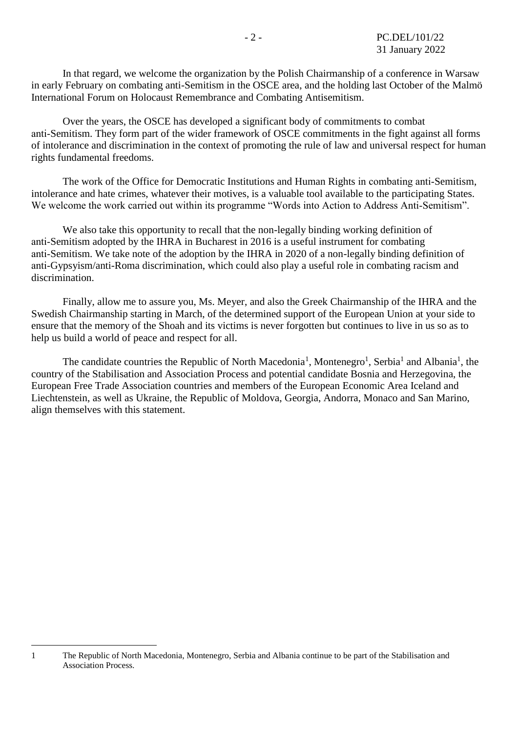In that regard, we welcome the organization by the Polish Chairmanship of a conference in Warsaw in early February on combating anti-Semitism in the OSCE area, and the holding last October of the Malmö International Forum on Holocaust Remembrance and Combating Antisemitism.

Over the years, the OSCE has developed a significant body of commitments to combat anti-Semitism. They form part of the wider framework of OSCE commitments in the fight against all forms of intolerance and discrimination in the context of promoting the rule of law and universal respect for human rights fundamental freedoms.

The work of the Office for Democratic Institutions and Human Rights in combating anti-Semitism, intolerance and hate crimes, whatever their motives, is a valuable tool available to the participating States. We welcome the work carried out within its programme "Words into Action to Address Anti-Semitism".

We also take this opportunity to recall that the non-legally binding working definition of anti-Semitism adopted by the IHRA in Bucharest in 2016 is a useful instrument for combating anti-Semitism. We take note of the adoption by the IHRA in 2020 of a non-legally binding definition of anti-Gypsyism/anti-Roma discrimination, which could also play a useful role in combating racism and discrimination.

Finally, allow me to assure you, Ms. Meyer, and also the Greek Chairmanship of the IHRA and the Swedish Chairmanship starting in March, of the determined support of the European Union at your side to ensure that the memory of the Shoah and its victims is never forgotten but continues to live in us so as to help us build a world of peace and respect for all.

The candidate countries the Republic of North Macedonia[1], Montenegro[1], Serbia[1] and Albania[1], the country of the Stabilisation and Association Process and potential candidate Bosnia and Herzegovina, the European Free Trade Association countries and members of the European Economic Area Iceland and Liechtenstein, as well as Ukraine, the Republic of Moldova, Georgia, Andorra, Monaco and San Marino, align themselves with this statement.

---

1 The Republic of North Macedonia, Montenegro, Serbia and Albania continue to be part of the Stabilisation and Association Process.